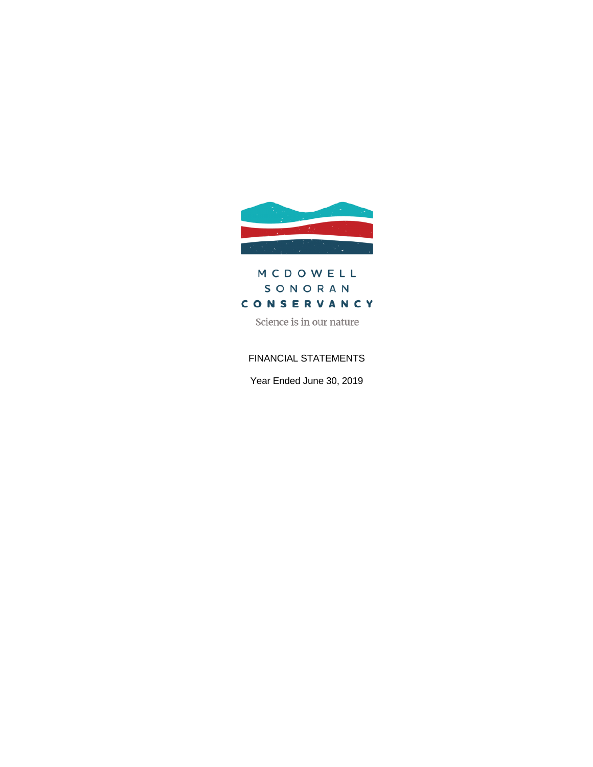MCDOWELL

SONORAN

CONSERVANCY

Science is in our nature

# FINANCIAL STATEMENTS

Year Ended June 30, 2019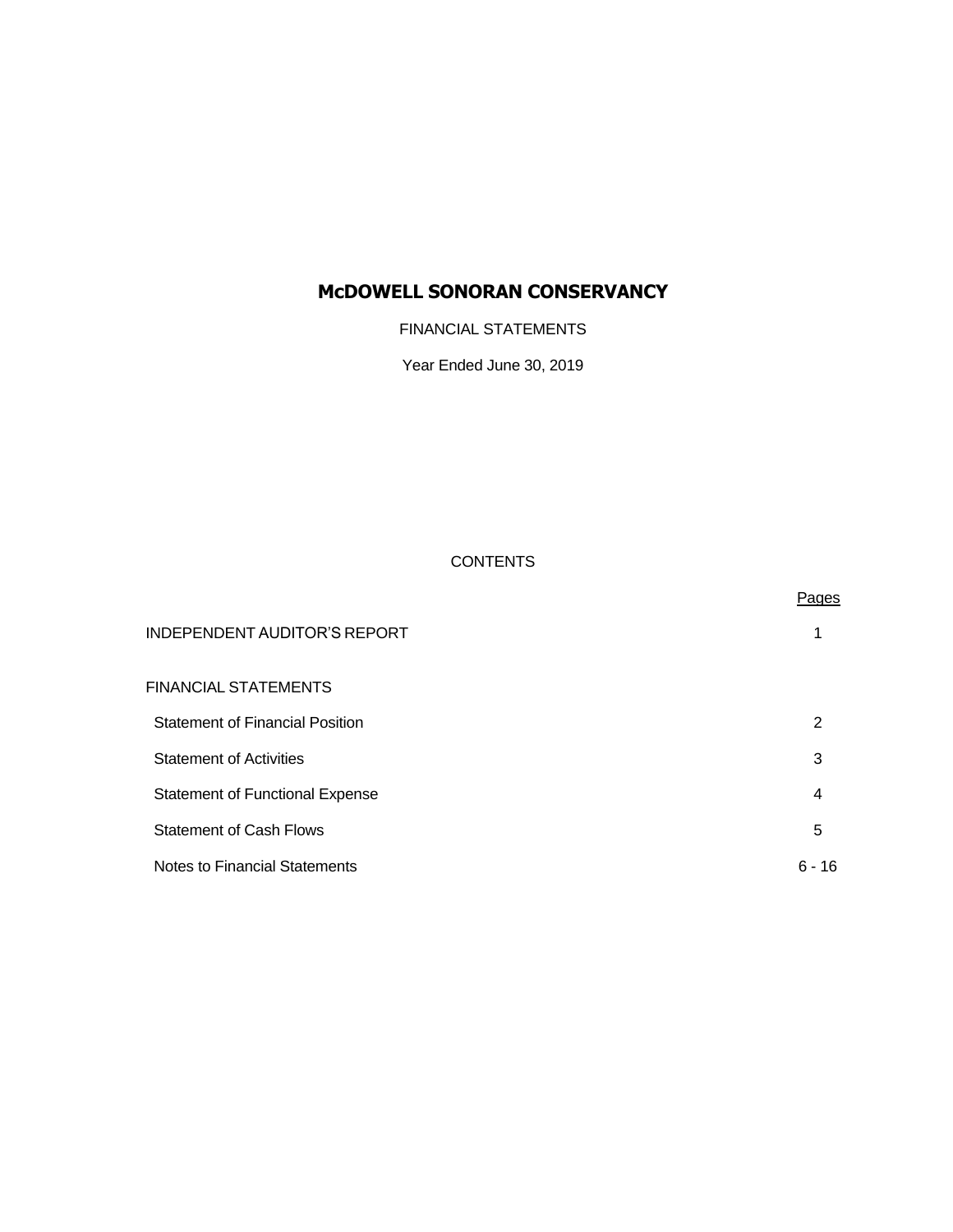# McDOWELL SONORAN CONSERVANCY

FINANCIAL STATEMENTS

Year Ended June 30, 2019

CONTENTS

| | Pages |
|---|---|
| INDEPENDENT AUDITOR'S REPORT | 1 |
| FINANCIAL STATEMENTS | |
| Statement of Financial Position | 2 |
| Statement of Activities | 3 |
| Statement of Functional Expense | 4 |
| Statement of Cash Flows | 5 |
| Notes to Financial Statements | 6 - 16 |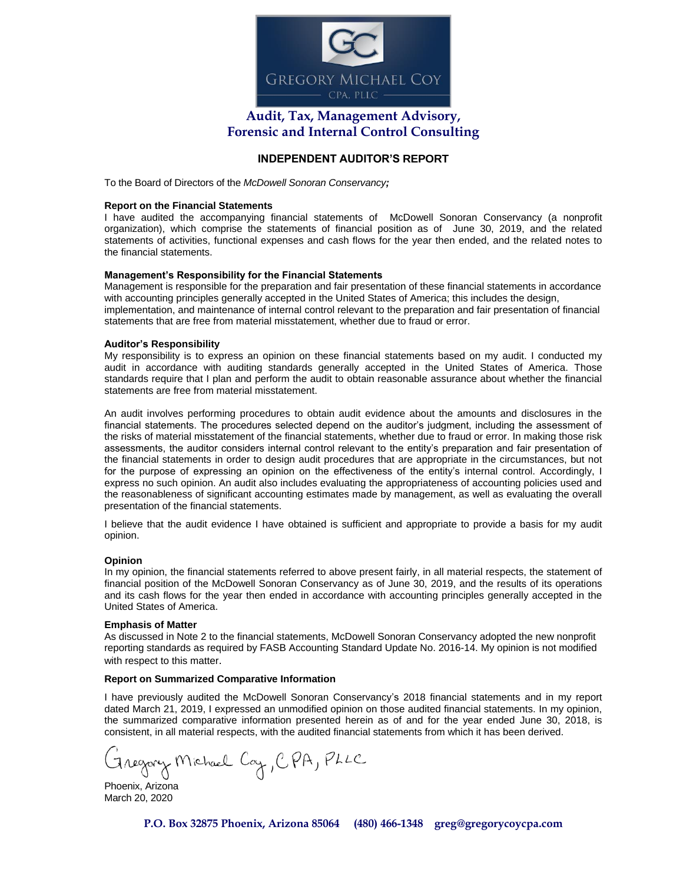GREGORY MICHAEL COY
CPA, PLLC

**Audit, Tax, Management Advisory, Forensic and Internal Control Consulting**

# INDEPENDENT AUDITOR'S REPORT

To the Board of Directors of the *McDowell Sonoran Conservancy;*

### Report on the Financial Statements

I have audited the accompanying financial statements of McDowell Sonoran Conservancy (a nonprofit organization), which comprise the statements of financial position as of June 30, 2019, and the related statements of activities, functional expenses and cash flows for the year then ended, and the related notes to the financial statements.

### Management's Responsibility for the Financial Statements

Management is responsible for the preparation and fair presentation of these financial statements in accordance with accounting principles generally accepted in the United States of America; this includes the design, implementation, and maintenance of internal control relevant to the preparation and fair presentation of financial statements that are free from material misstatement, whether due to fraud or error.

### Auditor's Responsibility

My responsibility is to express an opinion on these financial statements based on my audit. I conducted my audit in accordance with auditing standards generally accepted in the United States of America. Those standards require that I plan and perform the audit to obtain reasonable assurance about whether the financial statements are free from material misstatement.

An audit involves performing procedures to obtain audit evidence about the amounts and disclosures in the financial statements. The procedures selected depend on the auditor's judgment, including the assessment of the risks of material misstatement of the financial statements, whether due to fraud or error. In making those risk assessments, the auditor considers internal control relevant to the entity's preparation and fair presentation of the financial statements in order to design audit procedures that are appropriate in the circumstances, but not for the purpose of expressing an opinion on the effectiveness of the entity's internal control. Accordingly, I express no such opinion. An audit also includes evaluating the appropriateness of accounting policies used and the reasonableness of significant accounting estimates made by management, as well as evaluating the overall presentation of the financial statements.

I believe that the audit evidence I have obtained is sufficient and appropriate to provide a basis for my audit opinion.

### Opinion

In my opinion, the financial statements referred to above present fairly, in all material respects, the statement of financial position of the McDowell Sonoran Conservancy as of June 30, 2019, and the results of its operations and its cash flows for the year then ended in accordance with accounting principles generally accepted in the United States of America.

### Emphasis of Matter

As discussed in Note 2 to the financial statements, McDowell Sonoran Conservancy adopted the new nonprofit reporting standards as required by FASB Accounting Standard Update No. 2016-14. My opinion is not modified with respect to this matter.

### Report on Summarized Comparative Information

I have previously audited the McDowell Sonoran Conservancy's 2018 financial statements and in my report dated March 21, 2019, I expressed an unmodified opinion on those audited financial statements. In my opinion, the summarized comparative information presented herein as of and for the year ended June 30, 2018, is consistent, in all material respects, with the audited financial statements from which it has been derived.

Gregory Michael Coy, CPA, PLLC

Phoenix, Arizona
March 20, 2020

**P.O. Box 32875 Phoenix, Arizona 85064 (480) 466-1348 greg@gregorycoycpa.com**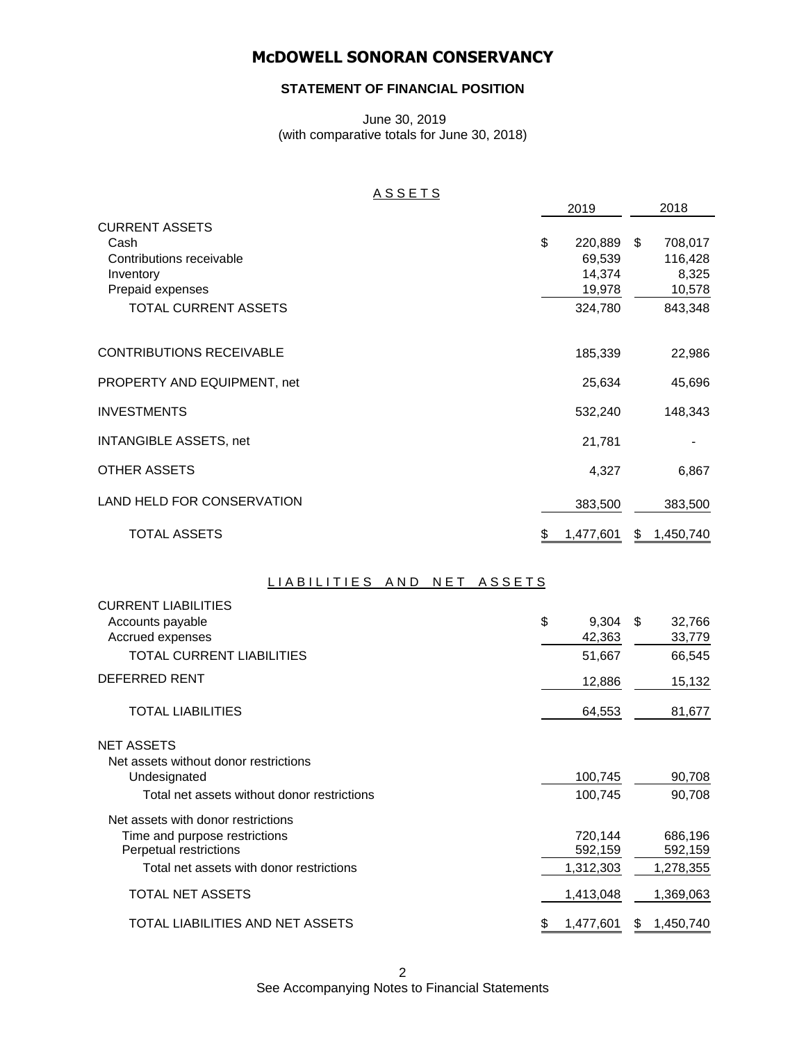# McDOWELL SONORAN CONSERVANCY

## STATEMENT OF FINANCIAL POSITION

June 30, 2019
(with comparative totals for June 30, 2018)

### ASSETS

| | 2019 | 2018 |
|---|---|---|
| **CURRENT ASSETS** | | |
| Cash | $ 220,889 | $ 708,017 |
| Contributions receivable | 69,539 | 116,428 |
| Inventory | 14,374 | 8,325 |
| Prepaid expenses | 19,978 | 10,578 |
| TOTAL CURRENT ASSETS | 324,780 | 843,348 |
| CONTRIBUTIONS RECEIVABLE | 185,339 | 22,986 |
| PROPERTY AND EQUIPMENT, net | 25,634 | 45,696 |
| INVESTMENTS | 532,240 | 148,343 |
| INTANGIBLE ASSETS, net | 21,781 | - |
| OTHER ASSETS | 4,327 | 6,867 |
| LAND HELD FOR CONSERVATION | 383,500 | 383,500 |
| TOTAL ASSETS | $ 1,477,601 | $ 1,450,740 |

### LIABILITIES AND NET ASSETS

| | 2019 | 2018 |
|---|---|---|
| **CURRENT LIABILITIES** | | |
| Accounts payable | $ 9,304 | $ 32,766 |
| Accrued expenses | 42,363 | 33,779 |
| TOTAL CURRENT LIABILITIES | 51,667 | 66,545 |
| DEFERRED RENT | 12,886 | 15,132 |
| TOTAL LIABILITIES | 64,553 | 81,677 |
| **NET ASSETS** | | |
| Net assets without donor restrictions | | |
| Undesignated | 100,745 | 90,708 |
| Total net assets without donor restrictions | 100,745 | 90,708 |
| Net assets with donor restrictions | | |
| Time and purpose restrictions | 720,144 | 686,196 |
| Perpetual restrictions | 592,159 | 592,159 |
| Total net assets with donor restrictions | 1,312,303 | 1,278,355 |
| TOTAL NET ASSETS | 1,413,048 | 1,369,063 |
| TOTAL LIABILITIES AND NET ASSETS | $ 1,477,601 | $ 1,450,740 |

See Accompanying Notes to Financial Statements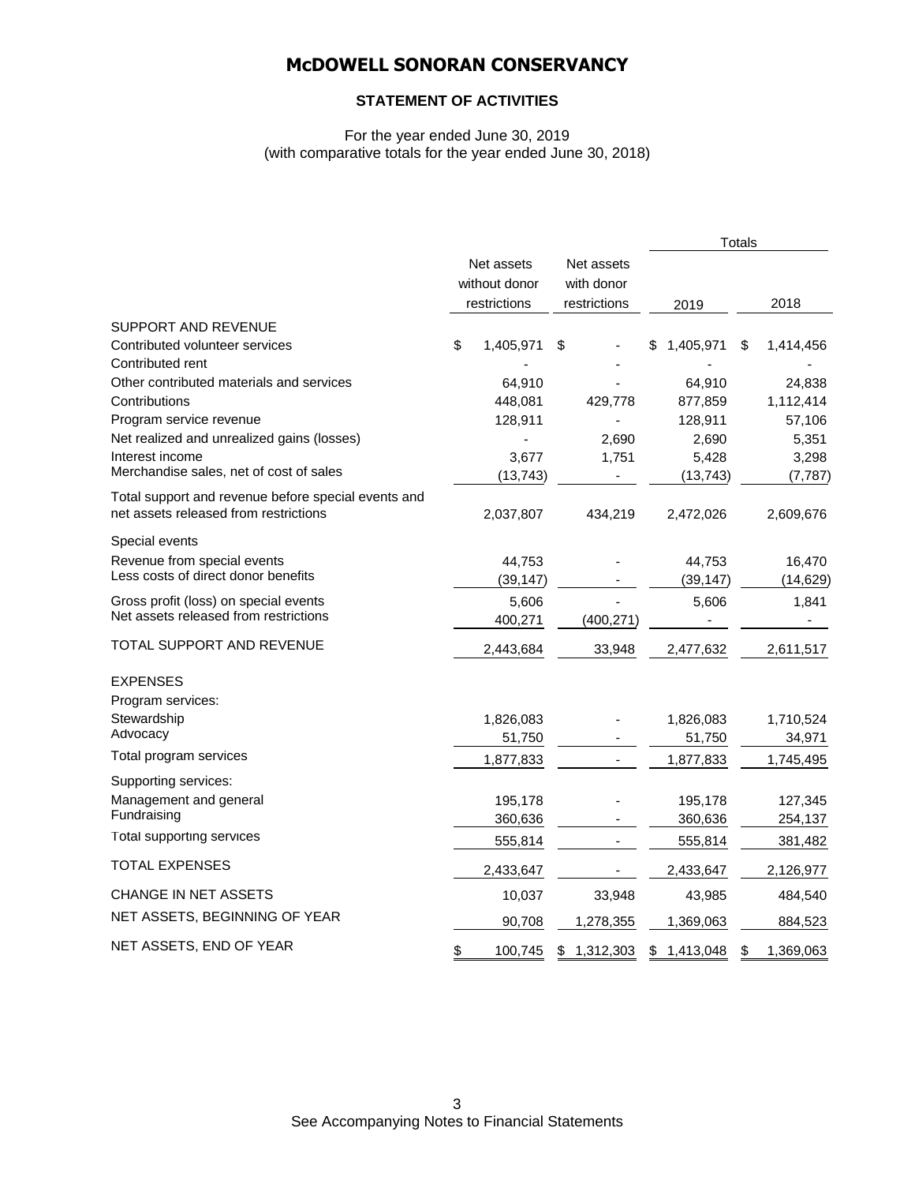# McDOWELL SONORAN CONSERVANCY

## STATEMENT OF ACTIVITIES

For the year ended June 30, 2019
(with comparative totals for the year ended June 30, 2018)

| | Net assets without donor restrictions | Net assets with donor restrictions | Totals 2019 | Totals 2018 |
|---|---|---|---|---|
| **SUPPORT AND REVENUE** | | | | |
| Contributed volunteer services | $ 1,405,971 | $ - | $ 1,405,971 | $ 1,414,456 |
| Contributed rent | - | - | - | - |
| Other contributed materials and services | 64,910 | - | 64,910 | 24,838 |
| Contributions | 448,081 | 429,778 | 877,859 | 1,112,414 |
| Program service revenue | 128,911 | - | 128,911 | 57,106 |
| Net realized and unrealized gains (losses) | - | 2,690 | 2,690 | 5,351 |
| Interest income | 3,677 | 1,751 | 5,428 | 3,298 |
| Merchandise sales, net of cost of sales | (13,743) | - | (13,743) | (7,787) |
| Total support and revenue before special events and net assets released from restrictions | 2,037,807 | 434,219 | 2,472,026 | 2,609,676 |
| Special events | | | | |
| Revenue from special events | 44,753 | - | 44,753 | 16,470 |
| Less costs of direct donor benefits | (39,147) | - | (39,147) | (14,629) |
| Gross profit (loss) on special events | 5,606 | - | 5,606 | 1,841 |
| Net assets released from restrictions | 400,271 | (400,271) | - | - |
| TOTAL SUPPORT AND REVENUE | 2,443,684 | 33,948 | 2,477,632 | 2,611,517 |
| **EXPENSES** | | | | |
| Program services: | | | | |
| Stewardship | 1,826,083 | - | 1,826,083 | 1,710,524 |
| Advocacy | 51,750 | - | 51,750 | 34,971 |
| Total program services | 1,877,833 | - | 1,877,833 | 1,745,495 |
| Supporting services: | | | | |
| Management and general | 195,178 | - | 195,178 | 127,345 |
| Fundraising | 360,636 | - | 360,636 | 254,137 |
| Total supporting services | 555,814 | - | 555,814 | 381,482 |
| TOTAL EXPENSES | 2,433,647 | - | 2,433,647 | 2,126,977 |
| CHANGE IN NET ASSETS | 10,037 | 33,948 | 43,985 | 484,540 |
| NET ASSETS, BEGINNING OF YEAR | 90,708 | 1,278,355 | 1,369,063 | 884,523 |
| NET ASSETS, END OF YEAR | $ 100,745 | $ 1,312,303 | $ 1,413,048 | $ 1,369,063 |

See Accompanying Notes to Financial Statements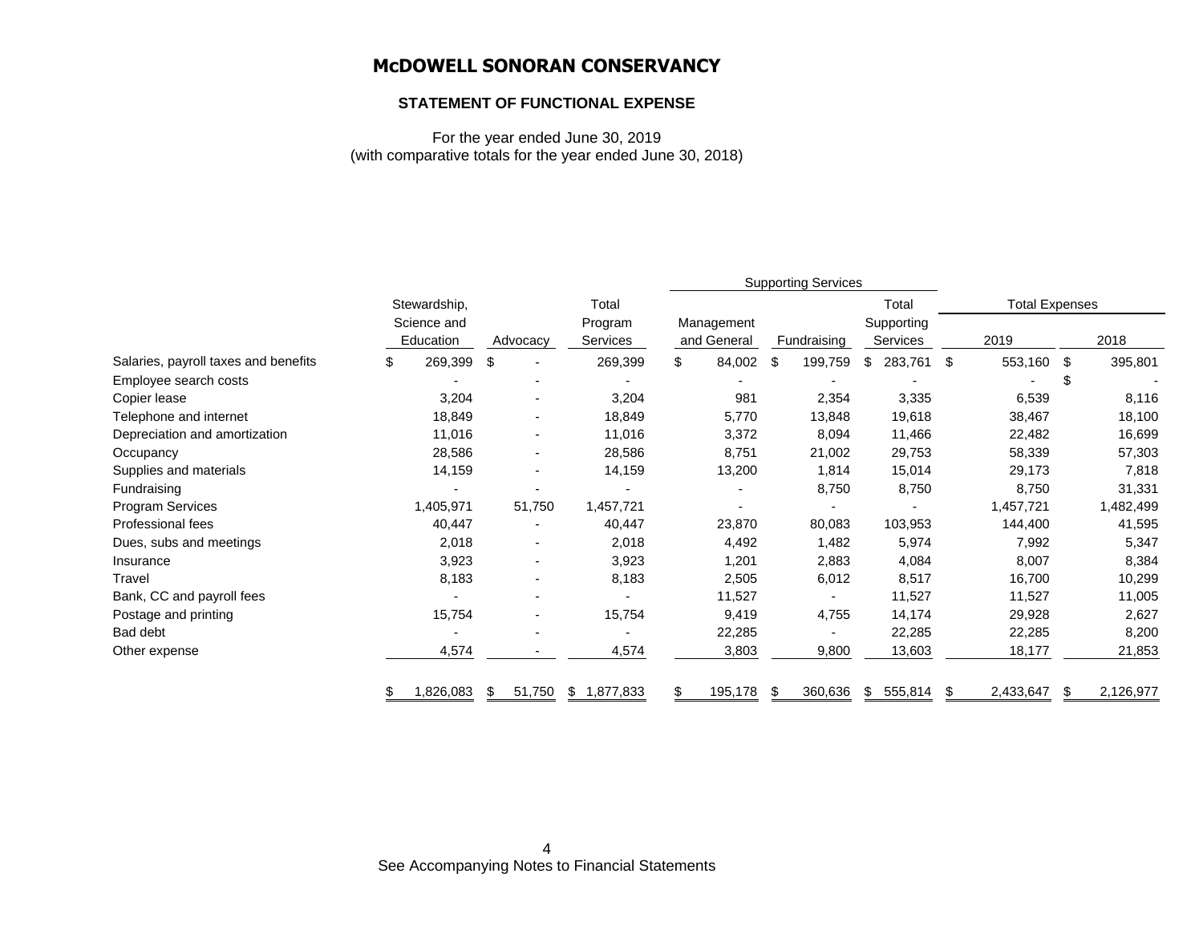# McDOWELL SONORAN CONSERVANCY

## STATEMENT OF FUNCTIONAL EXPENSE

For the year ended June 30, 2019
(with comparative totals for the year ended June 30, 2018)

| | Stewardship, Science and Education | Advocacy | Total Program Services | Supporting Services | | | Total Expenses | |
|---|---|---|---|---|---|---|---|---|
| | | | | Management and General | Fundraising | Total Supporting Services | 2019 | 2018 |
| Salaries, payroll taxes and benefits | $ 269,399 | $ - | 269,399 | $ 84,002 | $ 199,759 | $ 283,761 | $ 553,160 | $ 395,801 |
| Employee search costs | - | - | - | - | - | - | - | $ - |
| Copier lease | 3,204 | - | 3,204 | 981 | 2,354 | 3,335 | 6,539 | 8,116 |
| Telephone and internet | 18,849 | - | 18,849 | 5,770 | 13,848 | 19,618 | 38,467 | 18,100 |
| Depreciation and amortization | 11,016 | - | 11,016 | 3,372 | 8,094 | 11,466 | 22,482 | 16,699 |
| Occupancy | 28,586 | - | 28,586 | 8,751 | 21,002 | 29,753 | 58,339 | 57,303 |
| Supplies and materials | 14,159 | - | 14,159 | 13,200 | 1,814 | 15,014 | 29,173 | 7,818 |
| Fundraising | - | - | - | - | 8,750 | 8,750 | 8,750 | 31,331 |
| Program Services | 1,405,971 | 51,750 | 1,457,721 | - | - | - | 1,457,721 | 1,482,499 |
| Professional fees | 40,447 | - | 40,447 | 23,870 | 80,083 | 103,953 | 144,400 | 41,595 |
| Dues, subs and meetings | 2,018 | - | 2,018 | 4,492 | 1,482 | 5,974 | 7,992 | 5,347 |
| Insurance | 3,923 | - | 3,923 | 1,201 | 2,883 | 4,084 | 8,007 | 8,384 |
| Travel | 8,183 | - | 8,183 | 2,505 | 6,012 | 8,517 | 16,700 | 10,299 |
| Bank, CC and payroll fees | - | - | - | 11,527 | - | 11,527 | 11,527 | 11,005 |
| Postage and printing | 15,754 | - | 15,754 | 9,419 | 4,755 | 14,174 | 29,928 | 2,627 |
| Bad debt | - | - | - | 22,285 | - | 22,285 | 22,285 | 8,200 |
| Other expense | 4,574 | - | 4,574 | 3,803 | 9,800 | 13,603 | 18,177 | 21,853 |
| | $ 1,826,083 | $ 51,750 | $ 1,877,833 | $ 195,178 | $ 360,636 | $ 555,814 | $ 2,433,647 | $ 2,126,977 |

See Accompanying Notes to Financial Statements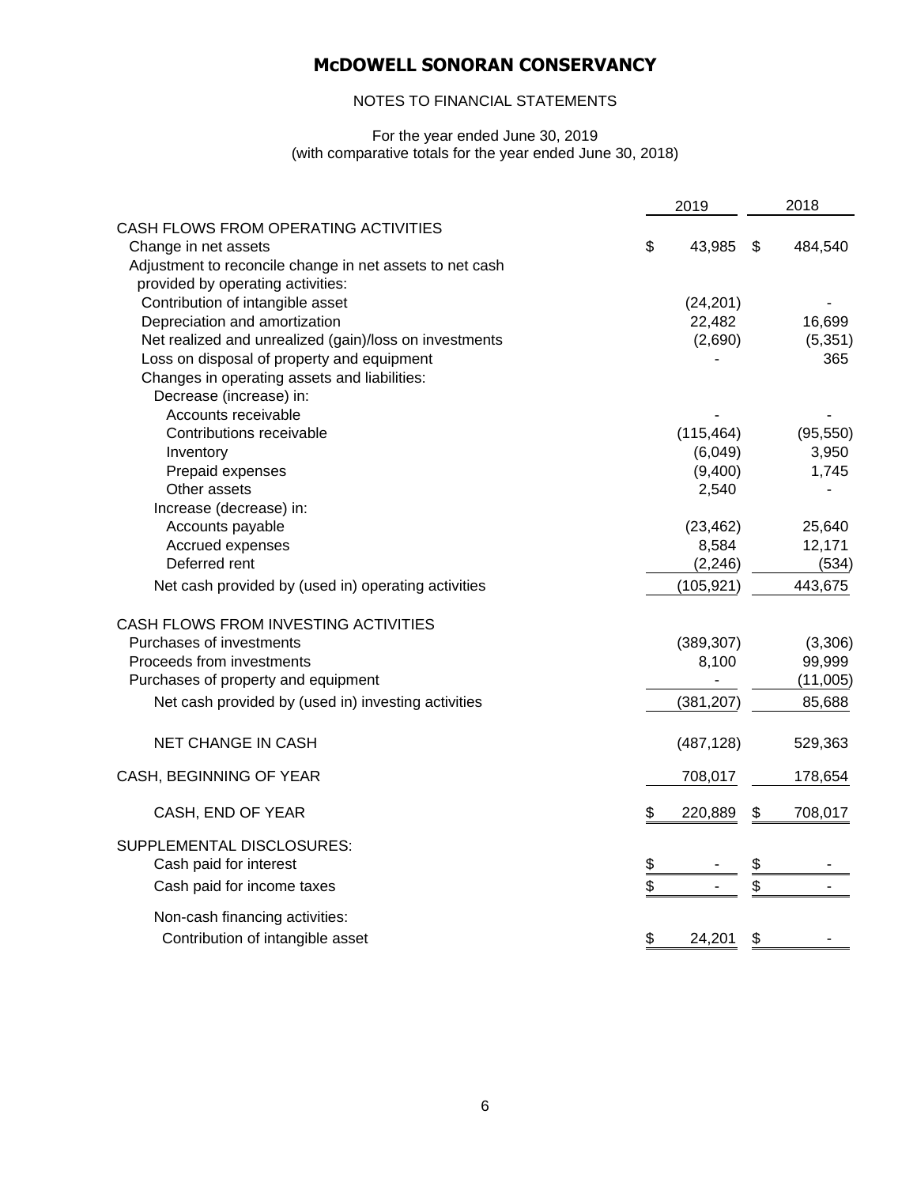# McDOWELL SONORAN CONSERVANCY

NOTES TO FINANCIAL STATEMENTS

For the year ended June 30, 2019
(with comparative totals for the year ended June 30, 2018)

| | 2019 | 2018 |
|---|---|---|
| CASH FLOWS FROM OPERATING ACTIVITIES | | |
| Change in net assets | $ 43,985 | $ 484,540 |
| Adjustment to reconcile change in net assets to net cash provided by operating activities: | | |
| Contribution of intangible asset | (24,201) | - |
| Depreciation and amortization | 22,482 | 16,699 |
| Net realized and unrealized (gain)/loss on investments | (2,690) | (5,351) |
| Loss on disposal of property and equipment | - | 365 |
| Changes in operating assets and liabilities: | | |
| Decrease (increase) in: | | |
| Accounts receivable | - | - |
| Contributions receivable | (115,464) | (95,550) |
| Inventory | (6,049) | 3,950 |
| Prepaid expenses | (9,400) | 1,745 |
| Other assets | 2,540 | - |
| Increase (decrease) in: | | |
| Accounts payable | (23,462) | 25,640 |
| Accrued expenses | 8,584 | 12,171 |
| Deferred rent | (2,246) | (534) |
| Net cash provided by (used in) operating activities | (105,921) | 443,675 |
| CASH FLOWS FROM INVESTING ACTIVITIES | | |
| Purchases of investments | (389,307) | (3,306) |
| Proceeds from investments | 8,100 | 99,999 |
| Purchases of property and equipment | - | (11,005) |
| Net cash provided by (used in) investing activities | (381,207) | 85,688 |
| NET CHANGE IN CASH | (487,128) | 529,363 |
| CASH, BEGINNING OF YEAR | 708,017 | 178,654 |
| CASH, END OF YEAR | $ 220,889 | $ 708,017 |
| SUPPLEMENTAL DISCLOSURES: | | |
| Cash paid for interest | $ - | $ - |
| Cash paid for income taxes | $ - | $ - |
| Non-cash financing activities: | | |
| Contribution of intangible asset | $ 24,201 | $ - |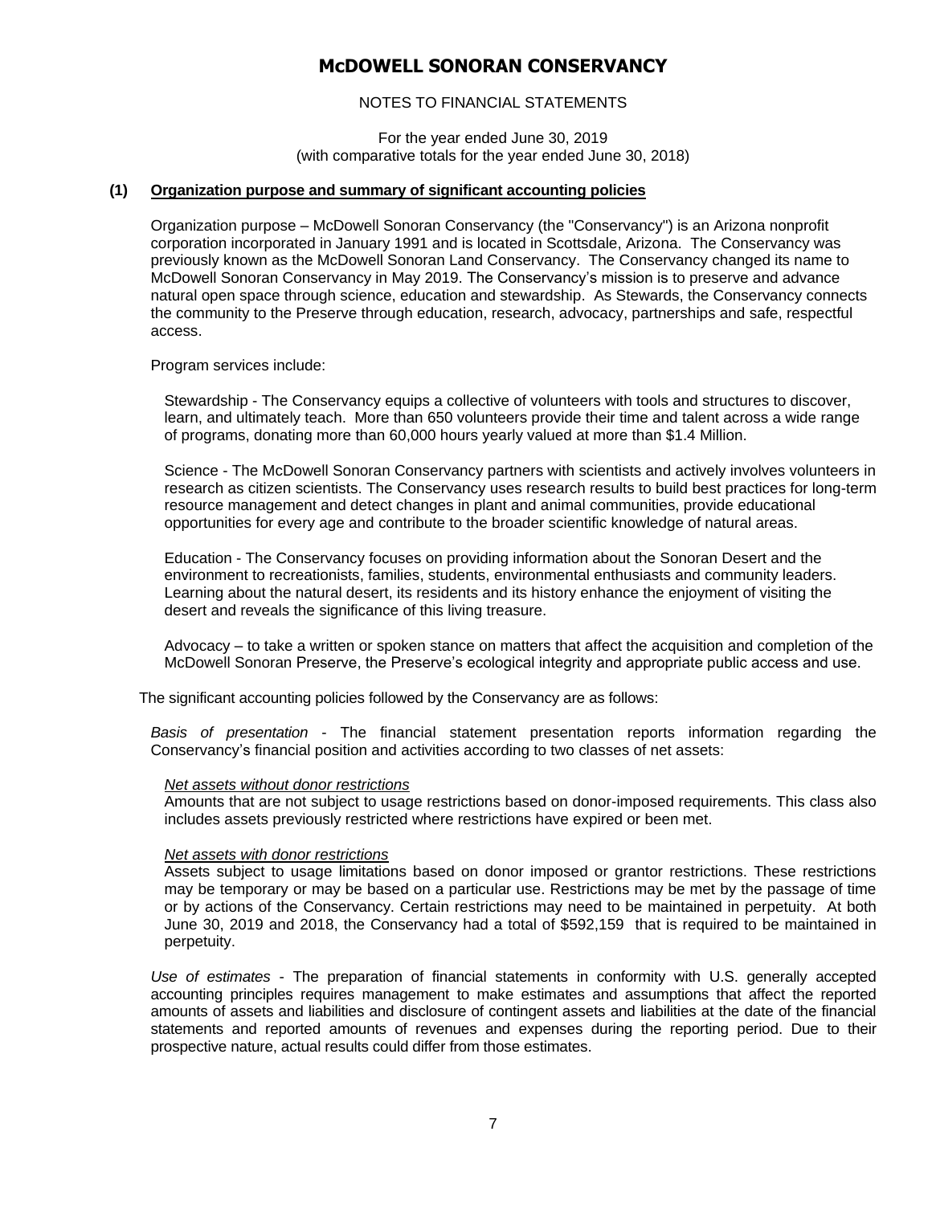# McDOWELL SONORAN CONSERVANCY

NOTES TO FINANCIAL STATEMENTS

For the year ended June 30, 2019
(with comparative totals for the year ended June 30, 2018)

## (1) Organization purpose and summary of significant accounting policies

Organization purpose – McDowell Sonoran Conservancy (the "Conservancy") is an Arizona nonprofit corporation incorporated in January 1991 and is located in Scottsdale, Arizona. The Conservancy was previously known as the McDowell Sonoran Land Conservancy. The Conservancy changed its name to McDowell Sonoran Conservancy in May 2019. The Conservancy's mission is to preserve and advance natural open space through science, education and stewardship. As Stewards, the Conservancy connects the community to the Preserve through education, research, advocacy, partnerships and safe, respectful access.

Program services include:

Stewardship - The Conservancy equips a collective of volunteers with tools and structures to discover, learn, and ultimately teach. More than 650 volunteers provide their time and talent across a wide range of programs, donating more than 60,000 hours yearly valued at more than $1.4 Million.

Science - The McDowell Sonoran Conservancy partners with scientists and actively involves volunteers in research as citizen scientists. The Conservancy uses research results to build best practices for long-term resource management and detect changes in plant and animal communities, provide educational opportunities for every age and contribute to the broader scientific knowledge of natural areas.

Education - The Conservancy focuses on providing information about the Sonoran Desert and the environment to recreationists, families, students, environmental enthusiasts and community leaders. Learning about the natural desert, its residents and its history enhance the enjoyment of visiting the desert and reveals the significance of this living treasure.

Advocacy – to take a written or spoken stance on matters that affect the acquisition and completion of the McDowell Sonoran Preserve, the Preserve's ecological integrity and appropriate public access and use.

The significant accounting policies followed by the Conservancy are as follows:

*Basis of presentation* - The financial statement presentation reports information regarding the Conservancy's financial position and activities according to two classes of net assets:

*Net assets without donor restrictions*
Amounts that are not subject to usage restrictions based on donor-imposed requirements. This class also includes assets previously restricted where restrictions have expired or been met.

*Net assets with donor restrictions*
Assets subject to usage limitations based on donor imposed or grantor restrictions. These restrictions may be temporary or may be based on a particular use. Restrictions may be met by the passage of time or by actions of the Conservancy. Certain restrictions may need to be maintained in perpetuity. At both June 30, 2019 and 2018, the Conservancy had a total of $592,159 that is required to be maintained in perpetuity.

*Use of estimates* - The preparation of financial statements in conformity with U.S. generally accepted accounting principles requires management to make estimates and assumptions that affect the reported amounts of assets and liabilities and disclosure of contingent assets and liabilities at the date of the financial statements and reported amounts of revenues and expenses during the reporting period. Due to their prospective nature, actual results could differ from those estimates.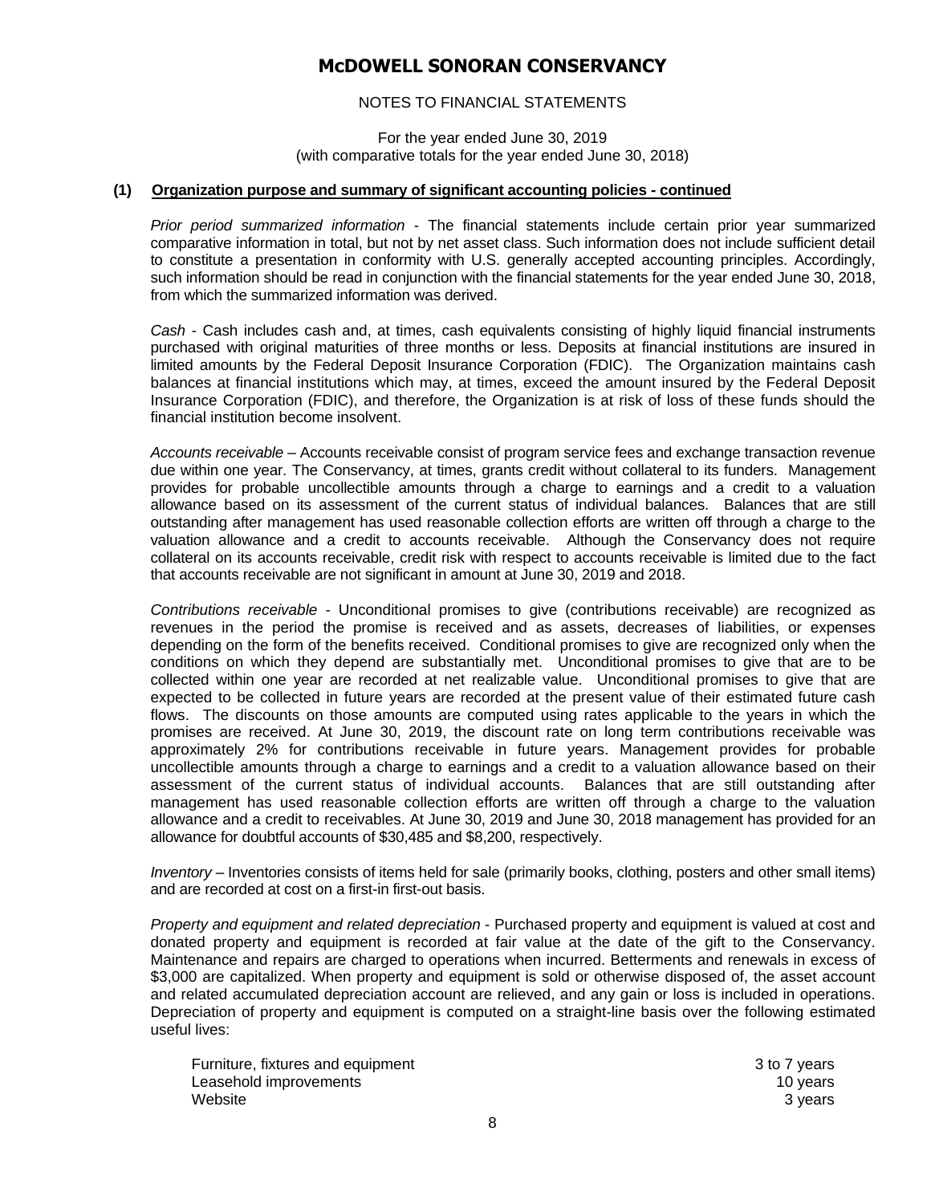# McDOWELL SONORAN CONSERVANCY

NOTES TO FINANCIAL STATEMENTS

For the year ended June 30, 2019
(with comparative totals for the year ended June 30, 2018)

## (1) Organization purpose and summary of significant accounting policies - continued

*Prior period summarized information* - The financial statements include certain prior year summarized comparative information in total, but not by net asset class. Such information does not include sufficient detail to constitute a presentation in conformity with U.S. generally accepted accounting principles. Accordingly, such information should be read in conjunction with the financial statements for the year ended June 30, 2018, from which the summarized information was derived.

*Cash* - Cash includes cash and, at times, cash equivalents consisting of highly liquid financial instruments purchased with original maturities of three months or less. Deposits at financial institutions are insured in limited amounts by the Federal Deposit Insurance Corporation (FDIC). The Organization maintains cash balances at financial institutions which may, at times, exceed the amount insured by the Federal Deposit Insurance Corporation (FDIC), and therefore, the Organization is at risk of loss of these funds should the financial institution become insolvent.

*Accounts receivable* – Accounts receivable consist of program service fees and exchange transaction revenue due within one year. The Conservancy, at times, grants credit without collateral to its funders. Management provides for probable uncollectible amounts through a charge to earnings and a credit to a valuation allowance based on its assessment of the current status of individual balances. Balances that are still outstanding after management has used reasonable collection efforts are written off through a charge to the valuation allowance and a credit to accounts receivable. Although the Conservancy does not require collateral on its accounts receivable, credit risk with respect to accounts receivable is limited due to the fact that accounts receivable are not significant in amount at June 30, 2019 and 2018.

*Contributions receivable* - Unconditional promises to give (contributions receivable) are recognized as revenues in the period the promise is received and as assets, decreases of liabilities, or expenses depending on the form of the benefits received. Conditional promises to give are recognized only when the conditions on which they depend are substantially met. Unconditional promises to give that are to be collected within one year are recorded at net realizable value. Unconditional promises to give that are expected to be collected in future years are recorded at the present value of their estimated future cash flows. The discounts on those amounts are computed using rates applicable to the years in which the promises are received. At June 30, 2019, the discount rate on long term contributions receivable was approximately 2% for contributions receivable in future years. Management provides for probable uncollectible amounts through a charge to earnings and a credit to a valuation allowance based on their assessment of the current status of individual accounts. Balances that are still outstanding after management has used reasonable collection efforts are written off through a charge to the valuation allowance and a credit to receivables. At June 30, 2019 and June 30, 2018 management has provided for an allowance for doubtful accounts of $30,485 and $8,200, respectively.

*Inventory* – Inventories consists of items held for sale (primarily books, clothing, posters and other small items) and are recorded at cost on a first-in first-out basis.

*Property and equipment and related depreciation* - Purchased property and equipment is valued at cost and donated property and equipment is recorded at fair value at the date of the gift to the Conservancy. Maintenance and repairs are charged to operations when incurred. Betterments and renewals in excess of $3,000 are capitalized. When property and equipment is sold or otherwise disposed of, the asset account and related accumulated depreciation account are relieved, and any gain or loss is included in operations. Depreciation of property and equipment is computed on a straight-line basis over the following estimated useful lives:

| | |
|---|---|
| Furniture, fixtures and equipment | 3 to 7 years |
| Leasehold improvements | 10 years |
| Website | 3 years |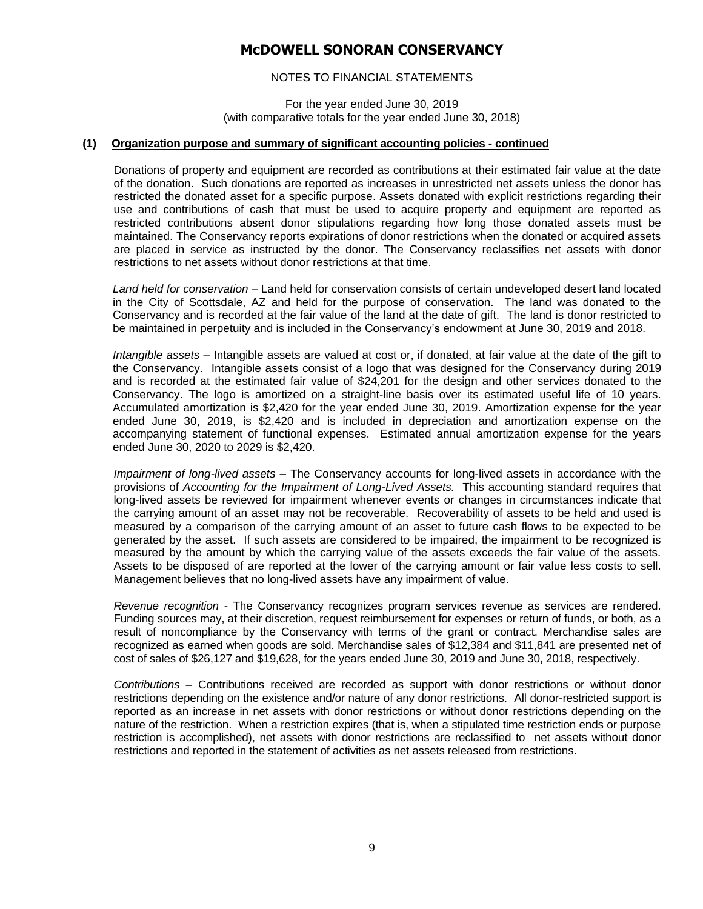# McDOWELL SONORAN CONSERVANCY

NOTES TO FINANCIAL STATEMENTS

For the year ended June 30, 2019
(with comparative totals for the year ended June 30, 2018)

## (1) Organization purpose and summary of significant accounting policies - continued

Donations of property and equipment are recorded as contributions at their estimated fair value at the date of the donation. Such donations are reported as increases in unrestricted net assets unless the donor has restricted the donated asset for a specific purpose. Assets donated with explicit restrictions regarding their use and contributions of cash that must be used to acquire property and equipment are reported as restricted contributions absent donor stipulations regarding how long those donated assets must be maintained. The Conservancy reports expirations of donor restrictions when the donated or acquired assets are placed in service as instructed by the donor. The Conservancy reclassifies net assets with donor restrictions to net assets without donor restrictions at that time.

*Land held for conservation* – Land held for conservation consists of certain undeveloped desert land located in the City of Scottsdale, AZ and held for the purpose of conservation. The land was donated to the Conservancy and is recorded at the fair value of the land at the date of gift. The land is donor restricted to be maintained in perpetuity and is included in the Conservancy's endowment at June 30, 2019 and 2018.

*Intangible assets* – Intangible assets are valued at cost or, if donated, at fair value at the date of the gift to the Conservancy. Intangible assets consist of a logo that was designed for the Conservancy during 2019 and is recorded at the estimated fair value of $24,201 for the design and other services donated to the Conservancy. The logo is amortized on a straight-line basis over its estimated useful life of 10 years. Accumulated amortization is $2,420 for the year ended June 30, 2019. Amortization expense for the year ended June 30, 2019, is $2,420 and is included in depreciation and amortization expense on the accompanying statement of functional expenses. Estimated annual amortization expense for the years ended June 30, 2020 to 2029 is $2,420.

*Impairment of long-lived assets* – The Conservancy accounts for long-lived assets in accordance with the provisions of *Accounting for the Impairment of Long-Lived Assets.* This accounting standard requires that long-lived assets be reviewed for impairment whenever events or changes in circumstances indicate that the carrying amount of an asset may not be recoverable. Recoverability of assets to be held and used is measured by a comparison of the carrying amount of an asset to future cash flows to be expected to be generated by the asset. If such assets are considered to be impaired, the impairment to be recognized is measured by the amount by which the carrying value of the assets exceeds the fair value of the assets. Assets to be disposed of are reported at the lower of the carrying amount or fair value less costs to sell. Management believes that no long-lived assets have any impairment of value.

*Revenue recognition* - The Conservancy recognizes program services revenue as services are rendered. Funding sources may, at their discretion, request reimbursement for expenses or return of funds, or both, as a result of noncompliance by the Conservancy with terms of the grant or contract. Merchandise sales are recognized as earned when goods are sold. Merchandise sales of $12,384 and $11,841 are presented net of cost of sales of $26,127 and $19,628, for the years ended June 30, 2019 and June 30, 2018, respectively.

*Contributions* – Contributions received are recorded as support with donor restrictions or without donor restrictions depending on the existence and/or nature of any donor restrictions. All donor-restricted support is reported as an increase in net assets with donor restrictions or without donor restrictions depending on the nature of the restriction. When a restriction expires (that is, when a stipulated time restriction ends or purpose restriction is accomplished), net assets with donor restrictions are reclassified to net assets without donor restrictions and reported in the statement of activities as net assets released from restrictions.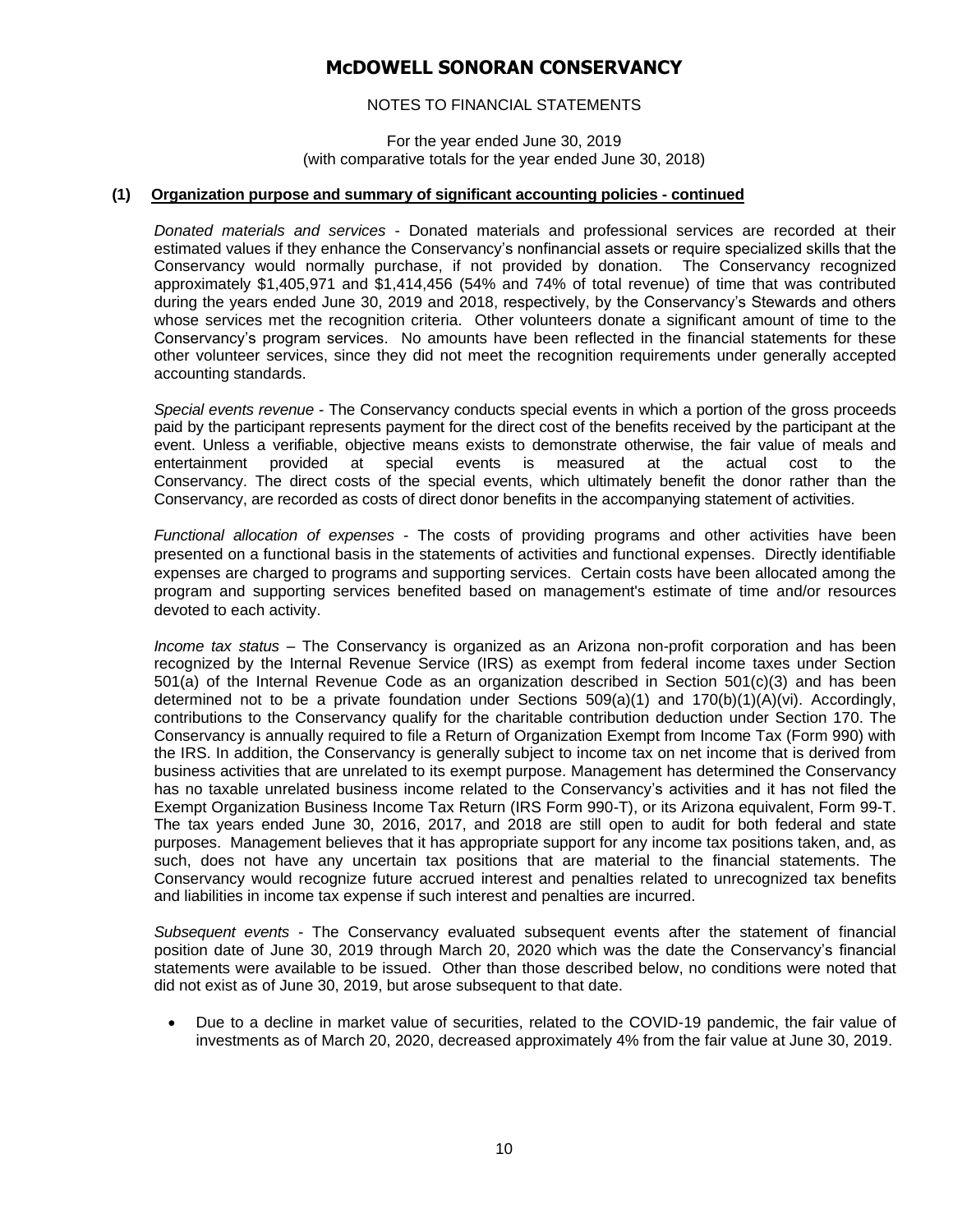# McDOWELL SONORAN CONSERVANCY

NOTES TO FINANCIAL STATEMENTS

For the year ended June 30, 2019
(with comparative totals for the year ended June 30, 2018)

**(1) Organization purpose and summary of significant accounting policies - continued**

*Donated materials and services* - Donated materials and professional services are recorded at their estimated values if they enhance the Conservancy's nonfinancial assets or require specialized skills that the Conservancy would normally purchase, if not provided by donation. The Conservancy recognized approximately $1,405,971 and $1,414,456 (54% and 74% of total revenue) of time that was contributed during the years ended June 30, 2019 and 2018, respectively, by the Conservancy's Stewards and others whose services met the recognition criteria. Other volunteers donate a significant amount of time to the Conservancy's program services. No amounts have been reflected in the financial statements for these other volunteer services, since they did not meet the recognition requirements under generally accepted accounting standards.

*Special events revenue* - The Conservancy conducts special events in which a portion of the gross proceeds paid by the participant represents payment for the direct cost of the benefits received by the participant at the event. Unless a verifiable, objective means exists to demonstrate otherwise, the fair value of meals and entertainment provided at special events is measured at the actual cost to the Conservancy. The direct costs of the special events, which ultimately benefit the donor rather than the Conservancy, are recorded as costs of direct donor benefits in the accompanying statement of activities.

*Functional allocation of expenses* - The costs of providing programs and other activities have been presented on a functional basis in the statements of activities and functional expenses. Directly identifiable expenses are charged to programs and supporting services. Certain costs have been allocated among the program and supporting services benefited based on management's estimate of time and/or resources devoted to each activity.

*Income tax status* – The Conservancy is organized as an Arizona non-profit corporation and has been recognized by the Internal Revenue Service (IRS) as exempt from federal income taxes under Section 501(a) of the Internal Revenue Code as an organization described in Section 501(c)(3) and has been determined not to be a private foundation under Sections 509(a)(1) and 170(b)(1)(A)(vi). Accordingly, contributions to the Conservancy qualify for the charitable contribution deduction under Section 170. The Conservancy is annually required to file a Return of Organization Exempt from Income Tax (Form 990) with the IRS. In addition, the Conservancy is generally subject to income tax on net income that is derived from business activities that are unrelated to its exempt purpose. Management has determined the Conservancy has no taxable unrelated business income related to the Conservancy's activities and it has not filed the Exempt Organization Business Income Tax Return (IRS Form 990-T), or its Arizona equivalent, Form 99-T. The tax years ended June 30, 2016, 2017, and 2018 are still open to audit for both federal and state purposes. Management believes that it has appropriate support for any income tax positions taken, and, as such, does not have any uncertain tax positions that are material to the financial statements. The Conservancy would recognize future accrued interest and penalties related to unrecognized tax benefits and liabilities in income tax expense if such interest and penalties are incurred.

*Subsequent events* - The Conservancy evaluated subsequent events after the statement of financial position date of June 30, 2019 through March 20, 2020 which was the date the Conservancy's financial statements were available to be issued. Other than those described below, no conditions were noted that did not exist as of June 30, 2019, but arose subsequent to that date.

- Due to a decline in market value of securities, related to the COVID-19 pandemic, the fair value of investments as of March 20, 2020, decreased approximately 4% from the fair value at June 30, 2019.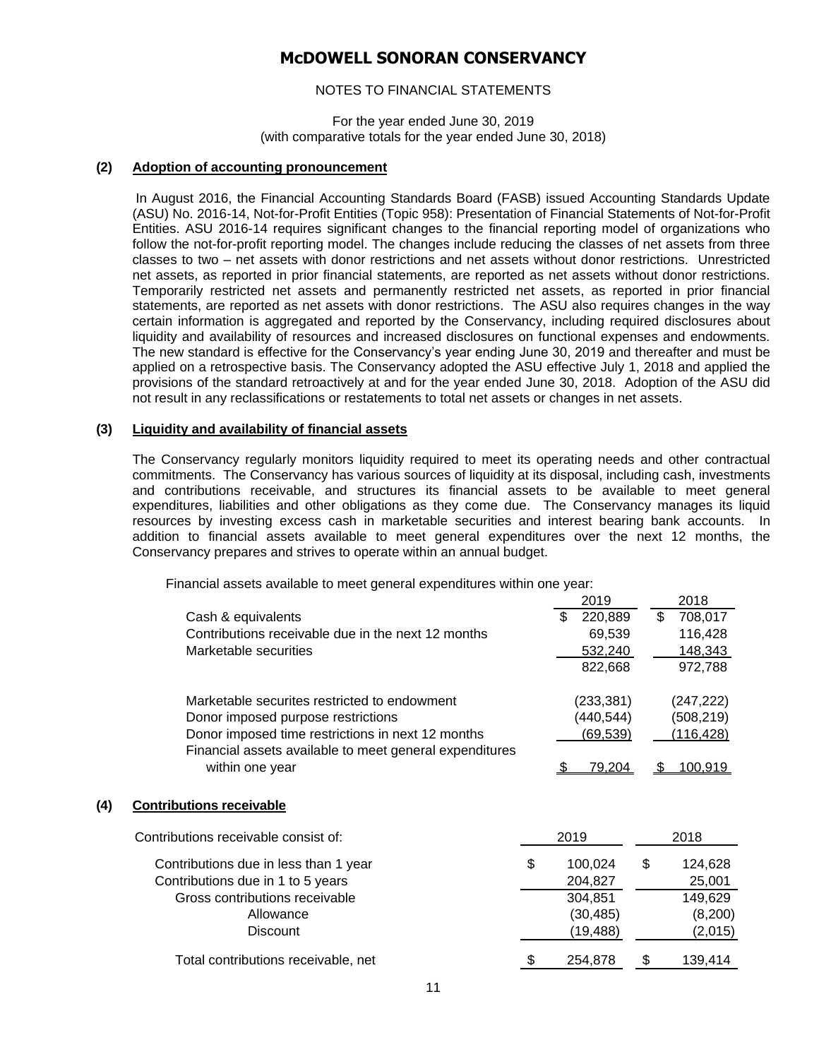# McDOWELL SONORAN CONSERVANCY

NOTES TO FINANCIAL STATEMENTS

For the year ended June 30, 2019
(with comparative totals for the year ended June 30, 2018)

## (2) Adoption of accounting pronouncement

In August 2016, the Financial Accounting Standards Board (FASB) issued Accounting Standards Update (ASU) No. 2016-14, Not-for-Profit Entities (Topic 958): Presentation of Financial Statements of Not-for-Profit Entities. ASU 2016-14 requires significant changes to the financial reporting model of organizations who follow the not-for-profit reporting model. The changes include reducing the classes of net assets from three classes to two – net assets with donor restrictions and net assets without donor restrictions. Unrestricted net assets, as reported in prior financial statements, are reported as net assets without donor restrictions. Temporarily restricted net assets and permanently restricted net assets, as reported in prior financial statements, are reported as net assets with donor restrictions. The ASU also requires changes in the way certain information is aggregated and reported by the Conservancy, including required disclosures about liquidity and availability of resources and increased disclosures on functional expenses and endowments. The new standard is effective for the Conservancy's year ending June 30, 2019 and thereafter and must be applied on a retrospective basis. The Conservancy adopted the ASU effective July 1, 2018 and applied the provisions of the standard retroactively at and for the year ended June 30, 2018. Adoption of the ASU did not result in any reclassifications or restatements to total net assets or changes in net assets.

## (3) Liquidity and availability of financial assets

The Conservancy regularly monitors liquidity required to meet its operating needs and other contractual commitments. The Conservancy has various sources of liquidity at its disposal, including cash, investments and contributions receivable, and structures its financial assets to be available to meet general expenditures, liabilities and other obligations as they come due. The Conservancy manages its liquid resources by investing excess cash in marketable securities and interest bearing bank accounts. In addition to financial assets available to meet general expenditures over the next 12 months, the Conservancy prepares and strives to operate within an annual budget.

Financial assets available to meet general expenditures within one year:

| | 2019 | 2018 |
|---|---|---|
| Cash & equivalents | $ 220,889 | $ 708,017 |
| Contributions receivable due in the next 12 months | 69,539 | 116,428 |
| Marketable securities | 532,240 | 148,343 |
| | 822,668 | 972,788 |
| Marketable securites restricted to endowment | (233,381) | (247,222) |
| Donor imposed purpose restrictions | (440,544) | (508,219) |
| Donor imposed time restrictions in next 12 months | (69,539) | (116,428) |
| Financial assets available to meet general expenditures within one year | $ 79,204 | $ 100,919 |

## (4) Contributions receivable

| Contributions receivable consist of: | 2019 | 2018 |
|---|---|---|
| Contributions due in less than 1 year | $ 100,024 | $ 124,628 |
| Contributions due in 1 to 5 years | 204,827 | 25,001 |
| Gross contributions receivable | 304,851 | 149,629 |
| Allowance | (30,485) | (8,200) |
| Discount | (19,488) | (2,015) |
| Total contributions receivable, net | $ 254,878 | $ 139,414 |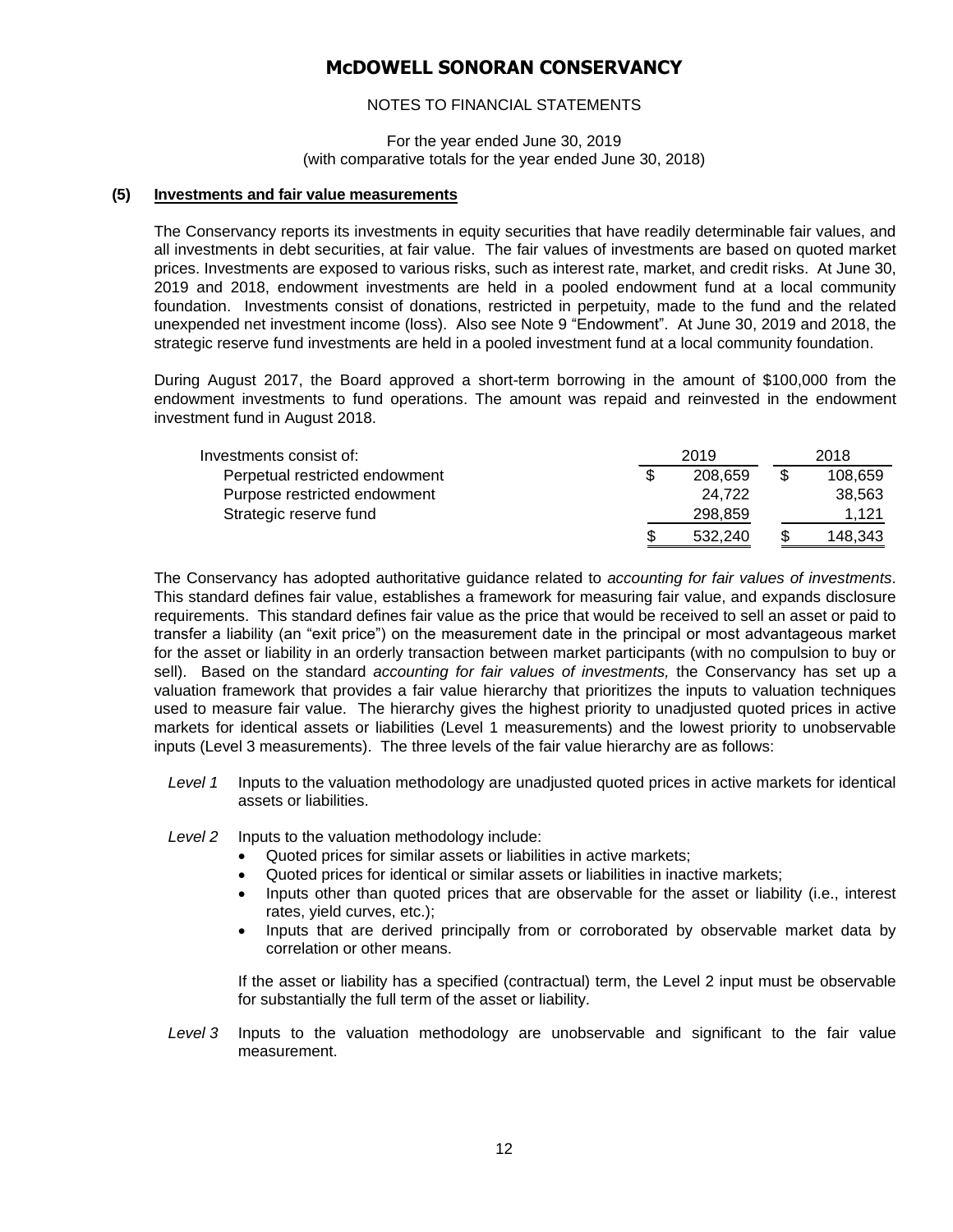# McDOWELL SONORAN CONSERVANCY

NOTES TO FINANCIAL STATEMENTS

For the year ended June 30, 2019
(with comparative totals for the year ended June 30, 2018)

## (5) Investments and fair value measurements

The Conservancy reports its investments in equity securities that have readily determinable fair values, and all investments in debt securities, at fair value. The fair values of investments are based on quoted market prices. Investments are exposed to various risks, such as interest rate, market, and credit risks. At June 30, 2019 and 2018, endowment investments are held in a pooled endowment fund at a local community foundation. Investments consist of donations, restricted in perpetuity, made to the fund and the related unexpended net investment income (loss). Also see Note 9 "Endowment". At June 30, 2019 and 2018, the strategic reserve fund investments are held in a pooled investment fund at a local community foundation.

During August 2017, the Board approved a short-term borrowing in the amount of $100,000 from the endowment investments to fund operations. The amount was repaid and reinvested in the endowment investment fund in August 2018.

| Investments consist of: | 2019 | 2018 |
|---|---|---|
| Perpetual restricted endowment | $ 208,659 | $ 108,659 |
| Purpose restricted endowment | 24,722 | 38,563 |
| Strategic reserve fund | 298,859 | 1,121 |
| | $ 532,240 | $ 148,343 |

The Conservancy has adopted authoritative guidance related to *accounting for fair values of investments*. This standard defines fair value, establishes a framework for measuring fair value, and expands disclosure requirements. This standard defines fair value as the price that would be received to sell an asset or paid to transfer a liability (an "exit price") on the measurement date in the principal or most advantageous market for the asset or liability in an orderly transaction between market participants (with no compulsion to buy or sell). Based on the standard *accounting for fair values of investments,* the Conservancy has set up a valuation framework that provides a fair value hierarchy that prioritizes the inputs to valuation techniques used to measure fair value. The hierarchy gives the highest priority to unadjusted quoted prices in active markets for identical assets or liabilities (Level 1 measurements) and the lowest priority to unobservable inputs (Level 3 measurements). The three levels of the fair value hierarchy are as follows:

*Level 1* Inputs to the valuation methodology are unadjusted quoted prices in active markets for identical assets or liabilities.

*Level 2* Inputs to the valuation methodology include:

- Quoted prices for similar assets or liabilities in active markets;
- Quoted prices for identical or similar assets or liabilities in inactive markets;
- Inputs other than quoted prices that are observable for the asset or liability (i.e., interest rates, yield curves, etc.);
- Inputs that are derived principally from or corroborated by observable market data by correlation or other means.

If the asset or liability has a specified (contractual) term, the Level 2 input must be observable for substantially the full term of the asset or liability.

*Level 3* Inputs to the valuation methodology are unobservable and significant to the fair value measurement.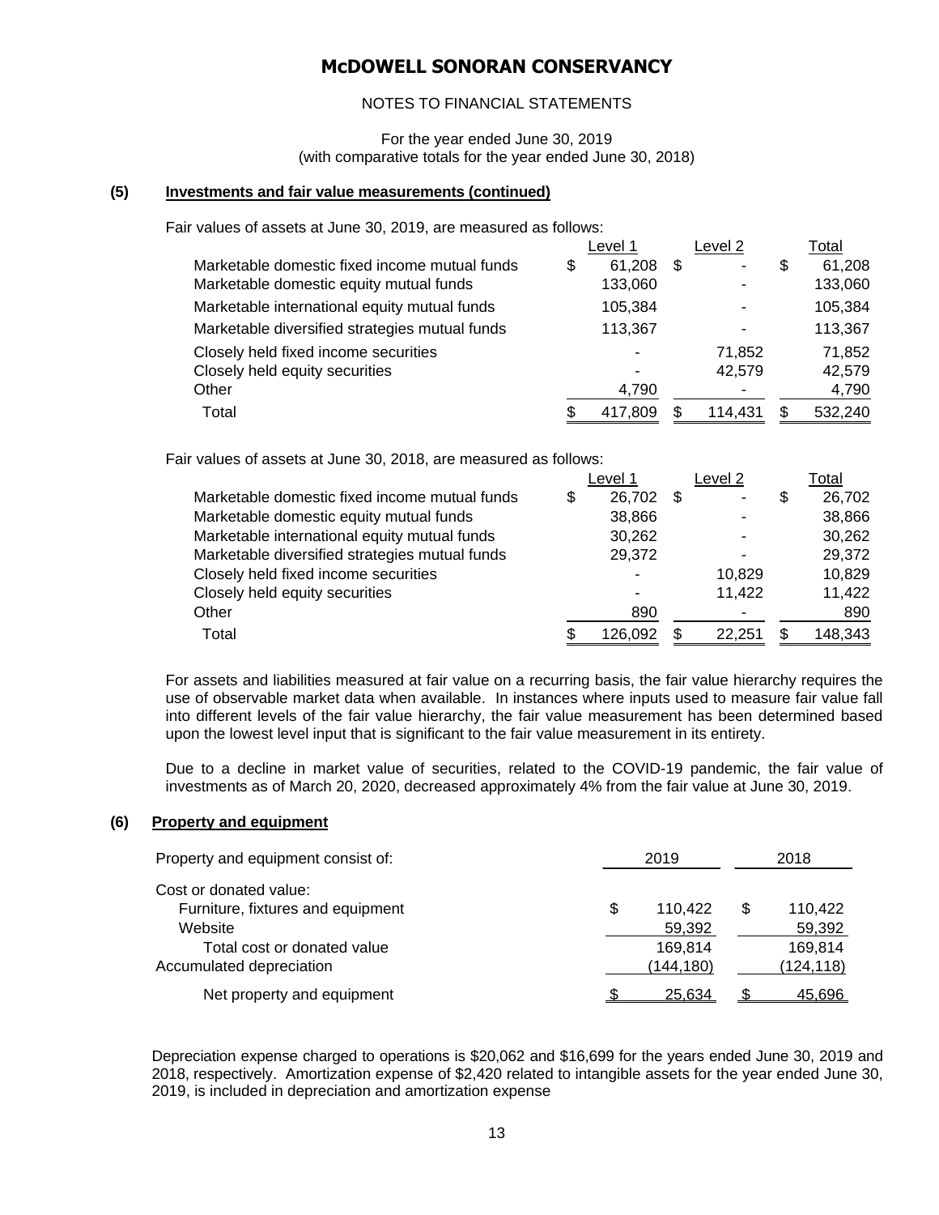# McDOWELL SONORAN CONSERVANCY

NOTES TO FINANCIAL STATEMENTS

For the year ended June 30, 2019
(with comparative totals for the year ended June 30, 2018)

## (5) Investments and fair value measurements (continued)

Fair values of assets at June 30, 2019, are measured as follows:

| | Level 1 | Level 2 | Total |
|---|---|---|---|
| Marketable domestic fixed income mutual funds | $ 61,208 | $ - | $ 61,208 |
| Marketable domestic equity mutual funds | 133,060 | - | 133,060 |
| Marketable international equity mutual funds | 105,384 | - | 105,384 |
| Marketable diversified strategies mutual funds | 113,367 | - | 113,367 |
| Closely held fixed income securities | - | 71,852 | 71,852 |
| Closely held equity securities | - | 42,579 | 42,579 |
| Other | 4,790 | - | 4,790 |
| Total | $ 417,809 | $ 114,431 | $ 532,240 |

Fair values of assets at June 30, 2018, are measured as follows:

| | Level 1 | Level 2 | Total |
|---|---|---|---|
| Marketable domestic fixed income mutual funds | $ 26,702 | $ - | $ 26,702 |
| Marketable domestic equity mutual funds | 38,866 | - | 38,866 |
| Marketable international equity mutual funds | 30,262 | - | 30,262 |
| Marketable diversified strategies mutual funds | 29,372 | - | 29,372 |
| Closely held fixed income securities | - | 10,829 | 10,829 |
| Closely held equity securities | - | 11,422 | 11,422 |
| Other | 890 | - | 890 |
| Total | $ 126,092 | $ 22,251 | $ 148,343 |

For assets and liabilities measured at fair value on a recurring basis, the fair value hierarchy requires the use of observable market data when available. In instances where inputs used to measure fair value fall into different levels of the fair value hierarchy, the fair value measurement has been determined based upon the lowest level input that is significant to the fair value measurement in its entirety.

Due to a decline in market value of securities, related to the COVID-19 pandemic, the fair value of investments as of March 20, 2020, decreased approximately 4% from the fair value at June 30, 2019.

## (6) Property and equipment

| Property and equipment consist of: | 2019 | 2018 |
|---|---|---|
| Cost or donated value: | | |
| Furniture, fixtures and equipment | $ 110,422 | $ 110,422 |
| Website | 59,392 | 59,392 |
| Total cost or donated value | 169,814 | 169,814 |
| Accumulated depreciation | (144,180) | (124,118) |
| Net property and equipment | $ 25,634 | $ 45,696 |

Depreciation expense charged to operations is $20,062 and $16,699 for the years ended June 30, 2019 and 2018, respectively. Amortization expense of $2,420 related to intangible assets for the year ended June 30, 2019, is included in depreciation and amortization expense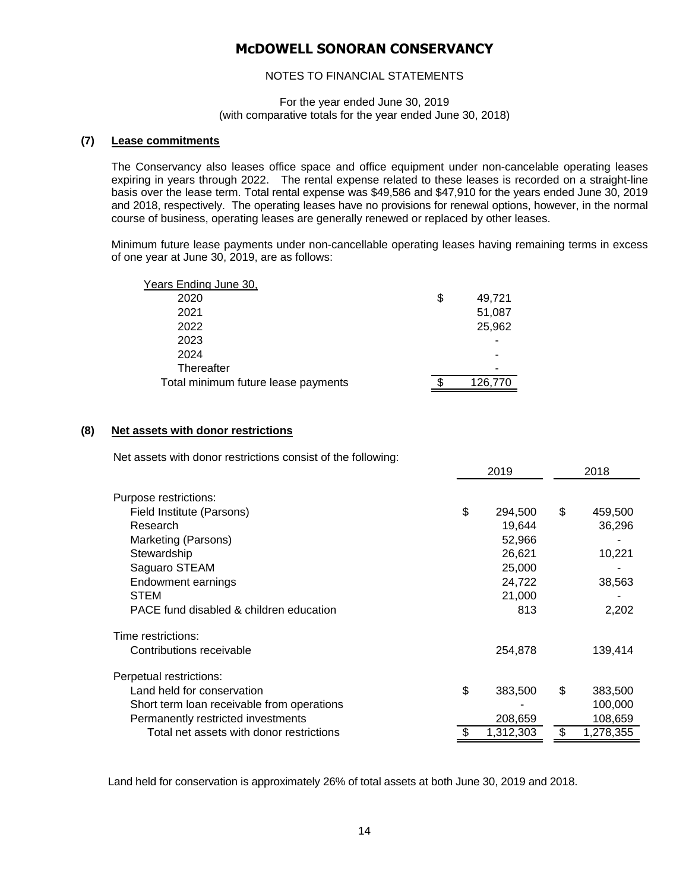# McDOWELL SONORAN CONSERVANCY

NOTES TO FINANCIAL STATEMENTS

For the year ended June 30, 2019
(with comparative totals for the year ended June 30, 2018)

## (7) Lease commitments

The Conservancy also leases office space and office equipment under non-cancelable operating leases expiring in years through 2022. The rental expense related to these leases is recorded on a straight-line basis over the lease term. Total rental expense was $49,586 and $47,910 for the years ended June 30, 2019 and 2018, respectively. The operating leases have no provisions for renewal options, however, in the normal course of business, operating leases are generally renewed or replaced by other leases.

Minimum future lease payments under non-cancellable operating leases having remaining terms in excess of one year at June 30, 2019, are as follows:

| Years Ending June 30, | |
|---|---|
| 2020 | $ 49,721 |
| 2021 | 51,087 |
| 2022 | 25,962 |
| 2023 | - |
| 2024 | - |
| Thereafter | - |
| Total minimum future lease payments | $ 126,770 |

## (8) Net assets with donor restrictions

Net assets with donor restrictions consist of the following:

| | 2019 | 2018 |
|---|---|---|
| Purpose restrictions: | | |
| Field Institute (Parsons) | $ 294,500 | $ 459,500 |
| Research | 19,644 | 36,296 |
| Marketing (Parsons) | 52,966 | - |
| Stewardship | 26,621 | 10,221 |
| Saguaro STEAM | 25,000 | - |
| Endowment earnings | 24,722 | 38,563 |
| STEM | 21,000 | - |
| PACE fund disabled & children education | 813 | 2,202 |
| Time restrictions: | | |
| Contributions receivable | 254,878 | 139,414 |
| Perpetual restrictions: | | |
| Land held for conservation | $ 383,500 | $ 383,500 |
| Short term loan receivable from operations | - | 100,000 |
| Permanently restricted investments | 208,659 | 108,659 |
| Total net assets with donor restrictions | $ 1,312,303 | $ 1,278,355 |

Land held for conservation is approximately 26% of total assets at both June 30, 2019 and 2018.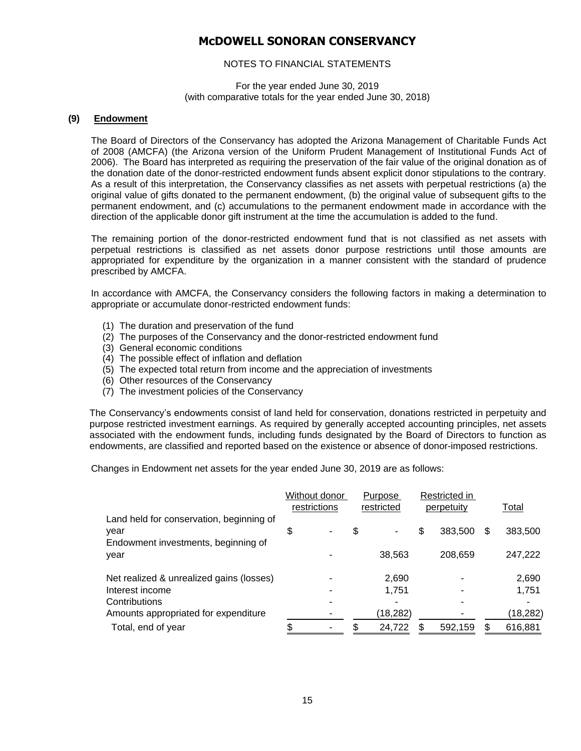**McDOWELL SONORAN CONSERVANCY**

NOTES TO FINANCIAL STATEMENTS

For the year ended June 30, 2019
(with comparative totals for the year ended June 30, 2018)

## (9) Endowment

The Board of Directors of the Conservancy has adopted the Arizona Management of Charitable Funds Act of 2008 (AMCFA) (the Arizona version of the Uniform Prudent Management of Institutional Funds Act of 2006). The Board has interpreted as requiring the preservation of the fair value of the original donation as of the donation date of the donor-restricted endowment funds absent explicit donor stipulations to the contrary. As a result of this interpretation, the Conservancy classifies as net assets with perpetual restrictions (a) the original value of gifts donated to the permanent endowment, (b) the original value of subsequent gifts to the permanent endowment, and (c) accumulations to the permanent endowment made in accordance with the direction of the applicable donor gift instrument at the time the accumulation is added to the fund.

The remaining portion of the donor-restricted endowment fund that is not classified as net assets with perpetual restrictions is classified as net assets donor purpose restrictions until those amounts are appropriated for expenditure by the organization in a manner consistent with the standard of prudence prescribed by AMCFA.

In accordance with AMCFA, the Conservancy considers the following factors in making a determination to appropriate or accumulate donor-restricted endowment funds:

1. The duration and preservation of the fund
2. The purposes of the Conservancy and the donor-restricted endowment fund
3. General economic conditions
4. The possible effect of inflation and deflation
5. The expected total return from income and the appreciation of investments
6. Other resources of the Conservancy
7. The investment policies of the Conservancy

The Conservancy's endowments consist of land held for conservation, donations restricted in perpetuity and purpose restricted investment earnings. As required by generally accepted accounting principles, net assets associated with the endowment funds, including funds designated by the Board of Directors to function as endowments, are classified and reported based on the existence or absence of donor-imposed restrictions.

Changes in Endowment net assets for the year ended June 30, 2019 are as follows:

| | Without donor restrictions | Purpose restricted | Restricted in perpetuity | Total |
|---|---|---|---|---|
| Land held for conservation, beginning of year | $ - | $ - | $ 383,500 | $ 383,500 |
| Endowment investments, beginning of year | - | 38,563 | 208,659 | 247,222 |
| Net realized & unrealized gains (losses) | - | 2,690 | - | 2,690 |
| Interest income | - | 1,751 | - | 1,751 |
| Contributions | - | - | - | - |
| Amounts appropriated for expenditure | - | (18,282) | - | (18,282) |
| Total, end of year | $ - | $ 24,722 | $ 592,159 | $ 616,881 |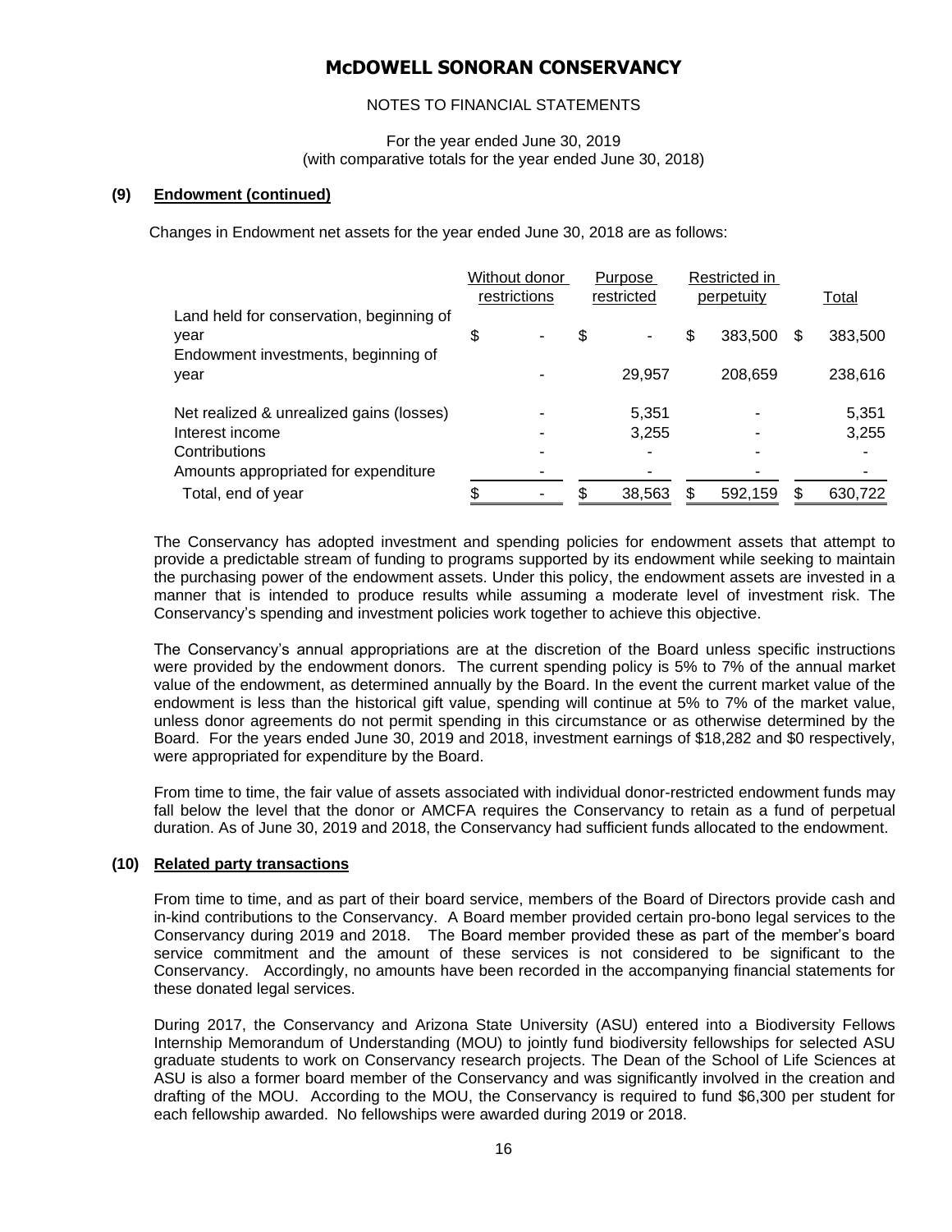# McDOWELL SONORAN CONSERVANCY

NOTES TO FINANCIAL STATEMENTS

For the year ended June 30, 2019
(with comparative totals for the year ended June 30, 2018)

## (9) Endowment (continued)

Changes in Endowment net assets for the year ended June 30, 2018 are as follows:

| | Without donor restrictions | Purpose restricted | Restricted in perpetuity | Total |
|---|---|---|---|---|
| Land held for conservation, beginning of year | $ - | $ - | $ 383,500 | $ 383,500 |
| Endowment investments, beginning of year | - | 29,957 | 208,659 | 238,616 |
| Net realized & unrealized gains (losses) | - | 5,351 | - | 5,351 |
| Interest income | - | 3,255 | - | 3,255 |
| Contributions | - | - | - | - |
| Amounts appropriated for expenditure | - | - | - | - |
| Total, end of year | $ - | $ 38,563 | $ 592,159 | $ 630,722 |

The Conservancy has adopted investment and spending policies for endowment assets that attempt to provide a predictable stream of funding to programs supported by its endowment while seeking to maintain the purchasing power of the endowment assets. Under this policy, the endowment assets are invested in a manner that is intended to produce results while assuming a moderate level of investment risk. The Conservancy's spending and investment policies work together to achieve this objective.

The Conservancy's annual appropriations are at the discretion of the Board unless specific instructions were provided by the endowment donors. The current spending policy is 5% to 7% of the annual market value of the endowment, as determined annually by the Board. In the event the current market value of the endowment is less than the historical gift value, spending will continue at 5% to 7% of the market value, unless donor agreements do not permit spending in this circumstance or as otherwise determined by the Board. For the years ended June 30, 2019 and 2018, investment earnings of $18,282 and $0 respectively, were appropriated for expenditure by the Board.

From time to time, the fair value of assets associated with individual donor-restricted endowment funds may fall below the level that the donor or AMCFA requires the Conservancy to retain as a fund of perpetual duration. As of June 30, 2019 and 2018, the Conservancy had sufficient funds allocated to the endowment.

## (10) Related party transactions

From time to time, and as part of their board service, members of the Board of Directors provide cash and in-kind contributions to the Conservancy. A Board member provided certain pro-bono legal services to the Conservancy during 2019 and 2018. The Board member provided these as part of the member's board service commitment and the amount of these services is not considered to be significant to the Conservancy. Accordingly, no amounts have been recorded in the accompanying financial statements for these donated legal services.

During 2017, the Conservancy and Arizona State University (ASU) entered into a Biodiversity Fellows Internship Memorandum of Understanding (MOU) to jointly fund biodiversity fellowships for selected ASU graduate students to work on Conservancy research projects. The Dean of the School of Life Sciences at ASU is also a former board member of the Conservancy and was significantly involved in the creation and drafting of the MOU. According to the MOU, the Conservancy is required to fund $6,300 per student for each fellowship awarded. No fellowships were awarded during 2019 or 2018.